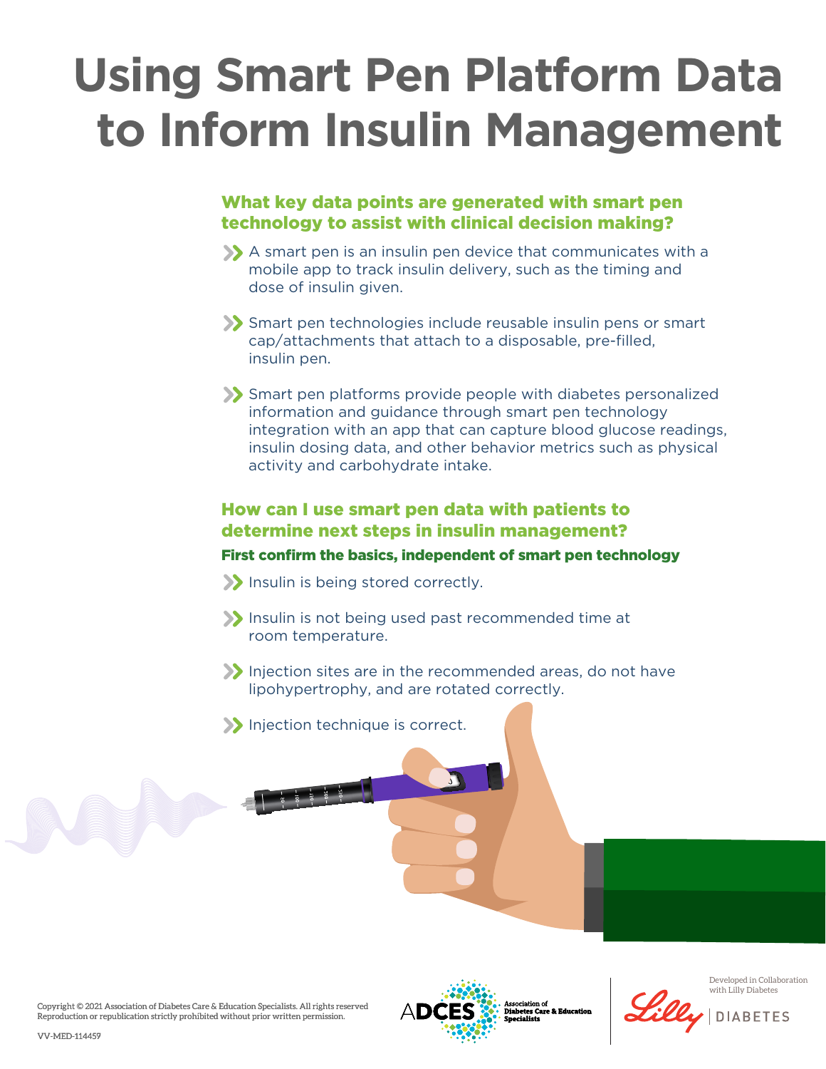# Using Smart Pen Platform Data to Inform Insulin Management

## What key data points are generated with smart pen technology to assist with clinical decision making?

- A smart pen is an insulin pen device that communicates with a mobile app to track insulin delivery, such as the timing and dose of insulin given.
- Smart pen technologies include reusable insulin pens or smart cap/attachments that attach to a disposable, pre-filled, insulin pen.
- Smart pen platforms provide people with diabetes personalized information and guidance through smart pen technology integration with an app that can capture blood glucose readings, insulin dosing data, and other behavior metrics such as physical activity and carbohydrate intake.

## How can I use smart pen data with patients to determine next steps in insulin management?

### First confirm the basics, independent of smart pen technology

- Insulin is being stored correctly.
- Insulin is not being used past recommended time at room temperature.
- Injection sites are in the recommended areas, do not have lipohypertrophy, and are rotated correctly.
- Injection technique is correct.

Copyright © 2021 Association of Diabetes Care & Education Specialists. All rights reserved
Reproduction or republication strictly prohibited without prior written permission.

VV-MED-114459

ADCES Association of Diabetes Care & Education Specialists

Developed in Collaboration with Lilly Diabetes

Lilly | DIABETES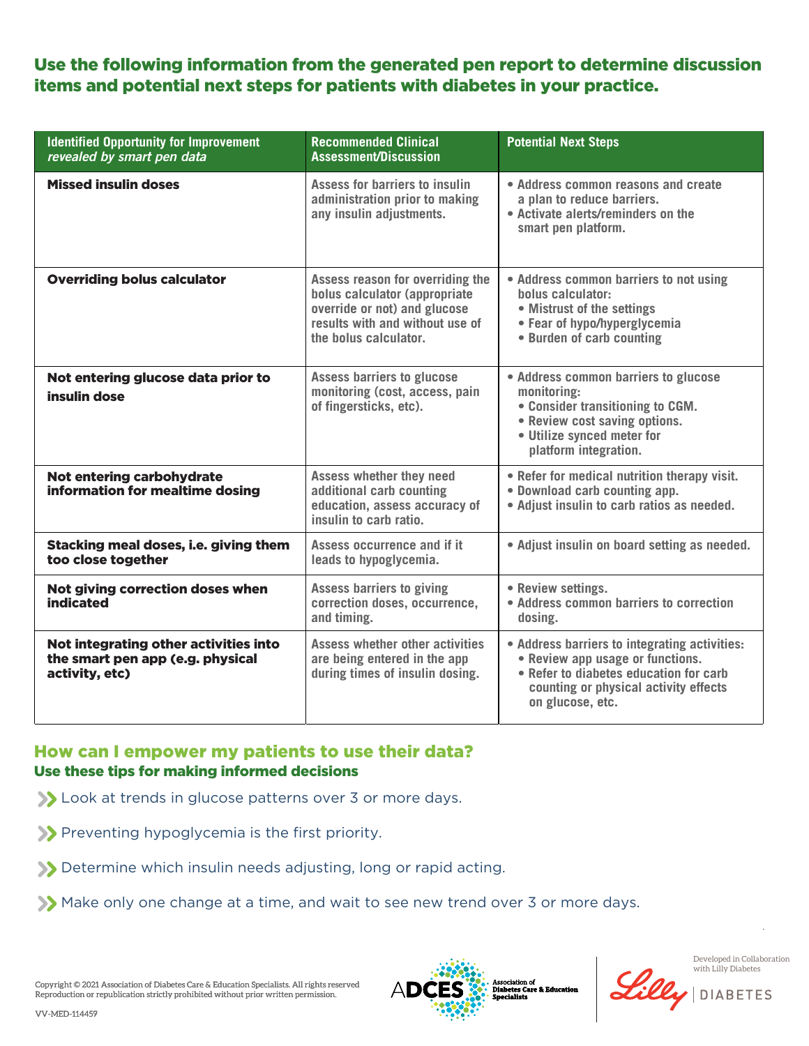## Use the following information from the generated pen report to determine discussion items and potential next steps for patients with diabetes in your practice.

| Identified Opportunity for Improvement *revealed by smart pen data* | Recommended Clinical Assessment/Discussion | Potential Next Steps |
| --- | --- | --- |
| **Missed insulin doses** | Assess for barriers to insulin administration prior to making any insulin adjustments. | • Address common reasons and create a plan to reduce barriers.<br>• Activate alerts/reminders on the smart pen platform. |
| **Overriding bolus calculator** | Assess reason for overriding the bolus calculator (appropriate override or not) and glucose results with and without use of the bolus calculator. | • Address common barriers to not using bolus calculator:<br>  • Mistrust of the settings<br>  • Fear of hypo/hyperglycemia<br>  • Burden of carb counting |
| **Not entering glucose data prior to insulin dose** | Assess barriers to glucose monitoring (cost, access, pain of fingersticks, etc). | • Address common barriers to glucose monitoring:<br>  • Consider transitioning to CGM.<br>  • Review cost saving options.<br>  • Utilize synced meter for platform integration. |
| **Not entering carbohydrate information for mealtime dosing** | Assess whether they need additional carb counting education, assess accuracy of insulin to carb ratio. | • Refer for medical nutrition therapy visit.<br>• Download carb counting app.<br>• Adjust insulin to carb ratios as needed. |
| **Stacking meal doses, i.e. giving them too close together** | Assess occurrence and if it leads to hypoglycemia. | • Adjust insulin on board setting as needed. |
| **Not giving correction doses when indicated** | Assess barriers to giving correction doses, occurrence, and timing. | • Review settings.<br>• Address common barriers to correction dosing. |
| **Not integrating other activities into the smart pen app (e.g. physical activity, etc)** | Assess whether other activities are being entered in the app during times of insulin dosing. | • Address barriers to integrating activities:<br>  • Review app usage or functions.<br>  • Refer to diabetes education for carb counting or physical activity effects on glucose, etc. |

## How can I empower my patients to use their data?

### Use these tips for making informed decisions

- Look at trends in glucose patterns over 3 or more days.
- Preventing hypoglycemia is the first priority.
- Determine which insulin needs adjusting, long or rapid acting.
- Make only one change at a time, and wait to see new trend over 3 or more days.

Copyright © 2021 Association of Diabetes Care & Education Specialists. All rights reserved Reproduction or republication strictly prohibited without prior written permission.

VV-MED-114457

ADCES Association of Diabetes Care & Education Specialists

Developed in Collaboration with Lilly Diabetes

Lilly | DIABETES